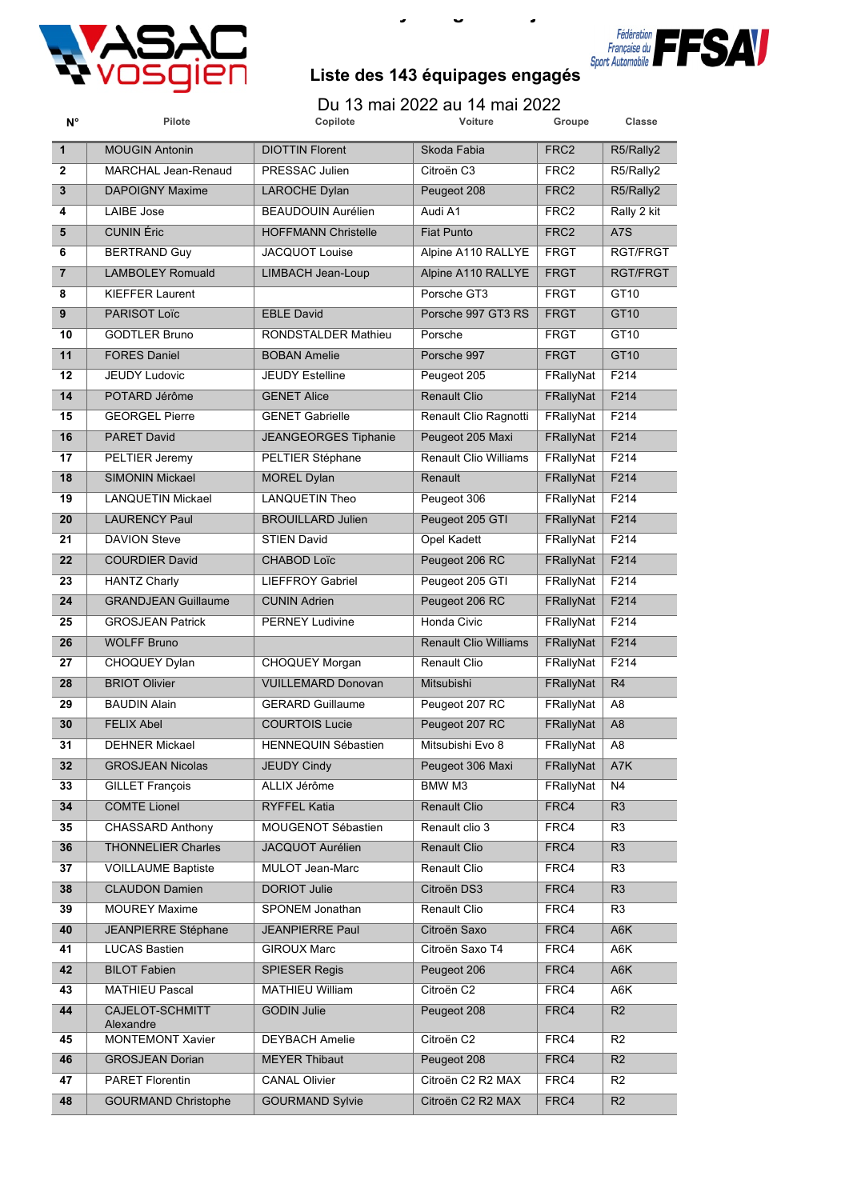## Liste des 143 équipages engagés

Du 13 mai 2022 au 14 mai 2022

| N° | Pilote | Copilote | Voiture | Groupe | Classe |
|---|---|---|---|---|---|
| 1 | MOUGIN Antonin | DIOTTIN Florent | Skoda Fabia | FRC2 | R5/Rally2 |
| 2 | MARCHAL Jean-Renaud | PRESSAC Julien | Citroën C3 | FRC2 | R5/Rally2 |
| 3 | DAPOIGNY Maxime | LAROCHE Dylan | Peugeot 208 | FRC2 | R5/Rally2 |
| 4 | LAIBE Jose | BEAUDOUIN Aurélien | Audi A1 | FRC2 | Rally 2 kit |
| 5 | CUNIN Éric | HOFFMANN Christelle | Fiat Punto | FRC2 | A7S |
| 6 | BERTRAND Guy | JACQUOT Louise | Alpine A110 RALLYE | FRGT | RGT/FRGT |
| 7 | LAMBOLEY Romuald | LIMBACH Jean-Loup | Alpine A110 RALLYE | FRGT | RGT/FRGT |
| 8 | KIEFFER Laurent | | Porsche GT3 | FRGT | GT10 |
| 9 | PARISOT Loïc | EBLE David | Porsche 997 GT3 RS | FRGT | GT10 |
| 10 | GODTLER Bruno | RONDSTALDER Mathieu | Porsche | FRGT | GT10 |
| 11 | FORES Daniel | BOBAN Amelie | Porsche 997 | FRGT | GT10 |
| 12 | JEUDY Ludovic | JEUDY Estelline | Peugeot 205 | FRallyNat | F214 |
| 14 | POTARD Jérôme | GENET Alice | Renault Clio | FRallyNat | F214 |
| 15 | GEORGEL Pierre | GENET Gabrielle | Renault Clio Ragnotti | FRallyNat | F214 |
| 16 | PARET David | JEANGEORGES Tiphanie | Peugeot 205 Maxi | FRallyNat | F214 |
| 17 | PELTIER Jeremy | PELTIER Stéphane | Renault Clio Williams | FRallyNat | F214 |
| 18 | SIMONIN Mickael | MOREL Dylan | Renault | FRallyNat | F214 |
| 19 | LANQUETIN Mickael | LANQUETIN Theo | Peugeot 306 | FRallyNat | F214 |
| 20 | LAURENCY Paul | BROUILLARD Julien | Peugeot 205 GTI | FRallyNat | F214 |
| 21 | DAVION Steve | STIEN David | Opel Kadett | FRallyNat | F214 |
| 22 | COURDIER David | CHABOD Loïc | Peugeot 206 RC | FRallyNat | F214 |
| 23 | HANTZ Charly | LIEFFROY Gabriel | Peugeot 205 GTI | FRallyNat | F214 |
| 24 | GRANDJEAN Guillaume | CUNIN Adrien | Peugeot 206 RC | FRallyNat | F214 |
| 25 | GROSJEAN Patrick | PERNEY Ludivine | Honda Civic | FRallyNat | F214 |
| 26 | WOLFF Bruno | | Renault Clio Williams | FRallyNat | F214 |
| 27 | CHOQUEY Dylan | CHOQUEY Morgan | Renault Clio | FRallyNat | F214 |
| 28 | BRIOT Olivier | VUILLEMARD Donovan | Mitsubishi | FRallyNat | R4 |
| 29 | BAUDIN Alain | GERARD Guillaume | Peugeot 207 RC | FRallyNat | A8 |
| 30 | FELIX Abel | COURTOIS Lucie | Peugeot 207 RC | FRallyNat | A8 |
| 31 | DEHNER Mickael | HENNEQUIN Sébastien | Mitsubishi Evo 8 | FRallyNat | A8 |
| 32 | GROSJEAN Nicolas | JEUDY Cindy | Peugeot 306 Maxi | FRallyNat | A7K |
| 33 | GILLET François | ALLIX Jérôme | BMW M3 | FRallyNat | N4 |
| 34 | COMTE Lionel | RYFFEL Katia | Renault Clio | FRC4 | R3 |
| 35 | CHASSARD Anthony | MOUGENOT Sébastien | Renault clio 3 | FRC4 | R3 |
| 36 | THONNELIER Charles | JACQUOT Aurélien | Renault Clio | FRC4 | R3 |
| 37 | VOILLAUME Baptiste | MULOT Jean-Marc | Renault Clio | FRC4 | R3 |
| 38 | CLAUDON Damien | DORIOT Julie | Citroën DS3 | FRC4 | R3 |
| 39 | MOUREY Maxime | SPONEM Jonathan | Renault Clio | FRC4 | R3 |
| 40 | JEANPIERRE Stéphane | JEANPIERRE Paul | Citroën Saxo | FRC4 | A6K |
| 41 | LUCAS Bastien | GIROUX Marc | Citroën Saxo T4 | FRC4 | A6K |
| 42 | BILOT Fabien | SPIESER Regis | Peugeot 206 | FRC4 | A6K |
| 43 | MATHIEU Pascal | MATHIEU William | Citroën C2 | FRC4 | A6K |
| 44 | CAJELOT-SCHMITT Alexandre | GODIN Julie | Peugeot 208 | FRC4 | R2 |
| 45 | MONTEMONT Xavier | DEYBACH Amelie | Citroën C2 | FRC4 | R2 |
| 46 | GROSJEAN Dorian | MEYER Thibaut | Peugeot 208 | FRC4 | R2 |
| 47 | PARET Florentin | CANAL Olivier | Citroën C2 R2 MAX | FRC4 | R2 |
| 48 | GOURMAND Christophe | GOURMAND Sylvie | Citroën C2 R2 MAX | FRC4 | R2 |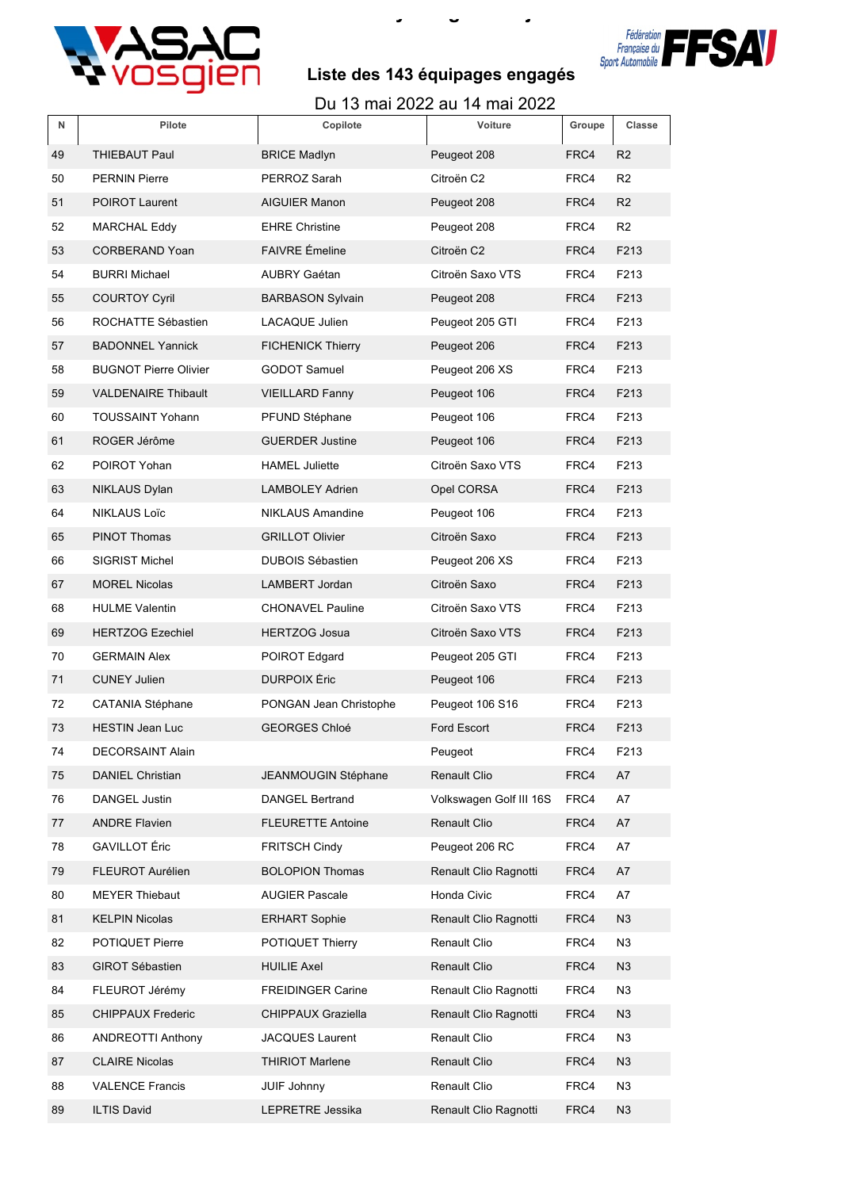## Liste des 143 équipages engagés

Du 13 mai 2022 au 14 mai 2022

| N | Pilote | Copilote | Voiture | Groupe | Classe |
|---|---|---|---|---|---|
| 49 | THIEBAUT Paul | BRICE Madlyn | Peugeot 208 | FRC4 | R2 |
| 50 | PERNIN Pierre | PERROZ Sarah | Citroën C2 | FRC4 | R2 |
| 51 | POIROT Laurent | AIGUIER Manon | Peugeot 208 | FRC4 | R2 |
| 52 | MARCHAL Eddy | EHRE Christine | Peugeot 208 | FRC4 | R2 |
| 53 | CORBERAND Yoan | FAIVRE Émeline | Citroën C2 | FRC4 | F213 |
| 54 | BURRI Michael | AUBRY Gaétan | Citroën Saxo VTS | FRC4 | F213 |
| 55 | COURTOY Cyril | BARBASON Sylvain | Peugeot 208 | FRC4 | F213 |
| 56 | ROCHATTE Sébastien | LACAQUE Julien | Peugeot 205 GTI | FRC4 | F213 |
| 57 | BADONNEL Yannick | FICHENICK Thierry | Peugeot 206 | FRC4 | F213 |
| 58 | BUGNOT Pierre Olivier | GODOT Samuel | Peugeot 206 XS | FRC4 | F213 |
| 59 | VALDENAIRE Thibault | VIEILLARD Fanny | Peugeot 106 | FRC4 | F213 |
| 60 | TOUSSAINT Yohann | PFUND Stéphane | Peugeot 106 | FRC4 | F213 |
| 61 | ROGER Jérôme | GUERDER Justine | Peugeot 106 | FRC4 | F213 |
| 62 | POIROT Yohan | HAMEL Juliette | Citroën Saxo VTS | FRC4 | F213 |
| 63 | NIKLAUS Dylan | LAMBOLEY Adrien | Opel CORSA | FRC4 | F213 |
| 64 | NIKLAUS Loïc | NIKLAUS Amandine | Peugeot 106 | FRC4 | F213 |
| 65 | PINOT Thomas | GRILLOT Olivier | Citroën Saxo | FRC4 | F213 |
| 66 | SIGRIST Michel | DUBOIS Sébastien | Peugeot 206 XS | FRC4 | F213 |
| 67 | MOREL Nicolas | LAMBERT Jordan | Citroën Saxo | FRC4 | F213 |
| 68 | HULME Valentin | CHONAVEL Pauline | Citroën Saxo VTS | FRC4 | F213 |
| 69 | HERTZOG Ezechiel | HERTZOG Josua | Citroën Saxo VTS | FRC4 | F213 |
| 70 | GERMAIN Alex | POIROT Edgard | Peugeot 205 GTI | FRC4 | F213 |
| 71 | CUNEY Julien | DURPOIX Éric | Peugeot 106 | FRC4 | F213 |
| 72 | CATANIA Stéphane | PONGAN Jean Christophe | Peugeot 106 S16 | FRC4 | F213 |
| 73 | HESTIN Jean Luc | GEORGES Chloé | Ford Escort | FRC4 | F213 |
| 74 | DECORSAINT Alain | | Peugeot | FRC4 | F213 |
| 75 | DANIEL Christian | JEANMOUGIN Stéphane | Renault Clio | FRC4 | A7 |
| 76 | DANGEL Justin | DANGEL Bertrand | Volkswagen Golf III 16S | FRC4 | A7 |
| 77 | ANDRE Flavien | FLEURETTE Antoine | Renault Clio | FRC4 | A7 |
| 78 | GAVILLOT Éric | FRITSCH Cindy | Peugeot 206 RC | FRC4 | A7 |
| 79 | FLEUROT Aurélien | BOLOPION Thomas | Renault Clio Ragnotti | FRC4 | A7 |
| 80 | MEYER Thiebaut | AUGIER Pascale | Honda Civic | FRC4 | A7 |
| 81 | KELPIN Nicolas | ERHART Sophie | Renault Clio Ragnotti | FRC4 | N3 |
| 82 | POTIQUET Pierre | POTIQUET Thierry | Renault Clio | FRC4 | N3 |
| 83 | GIROT Sébastien | HUILIE Axel | Renault Clio | FRC4 | N3 |
| 84 | FLEUROT Jérémy | FREIDINGER Carine | Renault Clio Ragnotti | FRC4 | N3 |
| 85 | CHIPPAUX Frederic | CHIPPAUX Graziella | Renault Clio Ragnotti | FRC4 | N3 |
| 86 | ANDREOTTI Anthony | JACQUES Laurent | Renault Clio | FRC4 | N3 |
| 87 | CLAIRE Nicolas | THIRIOT Marlene | Renault Clio | FRC4 | N3 |
| 88 | VALENCE Francis | JUIF Johnny | Renault Clio | FRC4 | N3 |
| 89 | ILTIS David | LEPRETRE Jessika | Renault Clio Ragnotti | FRC4 | N3 |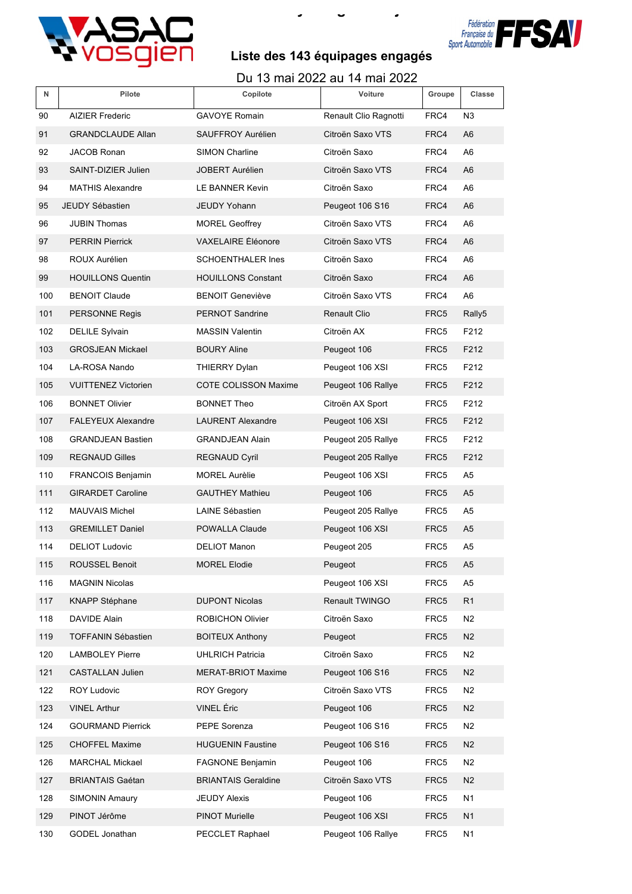## Liste des 143 équipages engagés

Du 13 mai 2022 au 14 mai 2022

| N | Pilote | Copilote | Voiture | Groupe | Classe |
|---|---|---|---|---|---|
| 90 | AIZIER Frederic | GAVOYE Romain | Renault Clio Ragnotti | FRC4 | N3 |
| 91 | GRANDCLAUDE Allan | SAUFFROY Aurélien | Citroën Saxo VTS | FRC4 | A6 |
| 92 | JACOB Ronan | SIMON Charline | Citroën Saxo | FRC4 | A6 |
| 93 | SAINT-DIZIER Julien | JOBERT Aurélien | Citroën Saxo VTS | FRC4 | A6 |
| 94 | MATHIS Alexandre | LE BANNER Kevin | Citroën Saxo | FRC4 | A6 |
| 95 | JEUDY Sébastien | JEUDY Yohann | Peugeot 106 S16 | FRC4 | A6 |
| 96 | JUBIN Thomas | MOREL Geoffrey | Citroën Saxo VTS | FRC4 | A6 |
| 97 | PERRIN Pierrick | VAXELAIRE Éléonore | Citroën Saxo VTS | FRC4 | A6 |
| 98 | ROUX Aurélien | SCHOENTHALER Ines | Citroën Saxo | FRC4 | A6 |
| 99 | HOUILLONS Quentin | HOUILLONS Constant | Citroën Saxo | FRC4 | A6 |
| 100 | BENOIT Claude | BENOIT Geneviève | Citroën Saxo VTS | FRC4 | A6 |
| 101 | PERSONNE Regis | PERNOT Sandrine | Renault Clio | FRC5 | Rally5 |
| 102 | DELILE Sylvain | MASSIN Valentin | Citroën AX | FRC5 | F212 |
| 103 | GROSJEAN Mickael | BOURY Aline | Peugeot 106 | FRC5 | F212 |
| 104 | LA-ROSA Nando | THIERRY Dylan | Peugeot 106 XSI | FRC5 | F212 |
| 105 | VUITTENEZ Victorien | COTE COLISSON Maxime | Peugeot 106 Rallye | FRC5 | F212 |
| 106 | BONNET Olivier | BONNET Theo | Citroën AX Sport | FRC5 | F212 |
| 107 | FALEYEUX Alexandre | LAURENT Alexandre | Peugeot 106 XSI | FRC5 | F212 |
| 108 | GRANDJEAN Bastien | GRANDJEAN Alain | Peugeot 205 Rallye | FRC5 | F212 |
| 109 | REGNAUD Gilles | REGNAUD Cyril | Peugeot 205 Rallye | FRC5 | F212 |
| 110 | FRANCOIS Benjamin | MOREL Aurèlie | Peugeot 106 XSI | FRC5 | A5 |
| 111 | GIRARDET Caroline | GAUTHEY Mathieu | Peugeot 106 | FRC5 | A5 |
| 112 | MAUVAIS Michel | LAINE Sébastien | Peugeot 205 Rallye | FRC5 | A5 |
| 113 | GREMILLET Daniel | POWALLA Claude | Peugeot 106 XSI | FRC5 | A5 |
| 114 | DELIOT Ludovic | DELIOT Manon | Peugeot 205 | FRC5 | A5 |
| 115 | ROUSSEL Benoit | MOREL Elodie | Peugeot | FRC5 | A5 |
| 116 | MAGNIN Nicolas | | Peugeot 106 XSI | FRC5 | A5 |
| 117 | KNAPP Stéphane | DUPONT Nicolas | Renault TWINGO | FRC5 | R1 |
| 118 | DAVIDE Alain | ROBICHON Olivier | Citroën Saxo | FRC5 | N2 |
| 119 | TOFFANIN Sébastien | BOITEUX Anthony | Peugeot | FRC5 | N2 |
| 120 | LAMBOLEY Pierre | UHLRICH Patricia | Citroën Saxo | FRC5 | N2 |
| 121 | CASTALLAN Julien | MERAT-BRIOT Maxime | Peugeot 106 S16 | FRC5 | N2 |
| 122 | ROY Ludovic | ROY Gregory | Citroën Saxo VTS | FRC5 | N2 |
| 123 | VINEL Arthur | VINEL Éric | Peugeot 106 | FRC5 | N2 |
| 124 | GOURMAND Pierrick | PEPE Sorenza | Peugeot 106 S16 | FRC5 | N2 |
| 125 | CHOFFEL Maxime | HUGUENIN Faustine | Peugeot 106 S16 | FRC5 | N2 |
| 126 | MARCHAL Mickael | FAGNONE Benjamin | Peugeot 106 | FRC5 | N2 |
| 127 | BRIANTAIS Gaétan | BRIANTAIS Geraldine | Citroën Saxo VTS | FRC5 | N2 |
| 128 | SIMONIN Amaury | JEUDY Alexis | Peugeot 106 | FRC5 | N1 |
| 129 | PINOT Jérôme | PINOT Murielle | Peugeot 106 XSI | FRC5 | N1 |
| 130 | GODEL Jonathan | PECCLET Raphael | Peugeot 106 Rallye | FRC5 | N1 |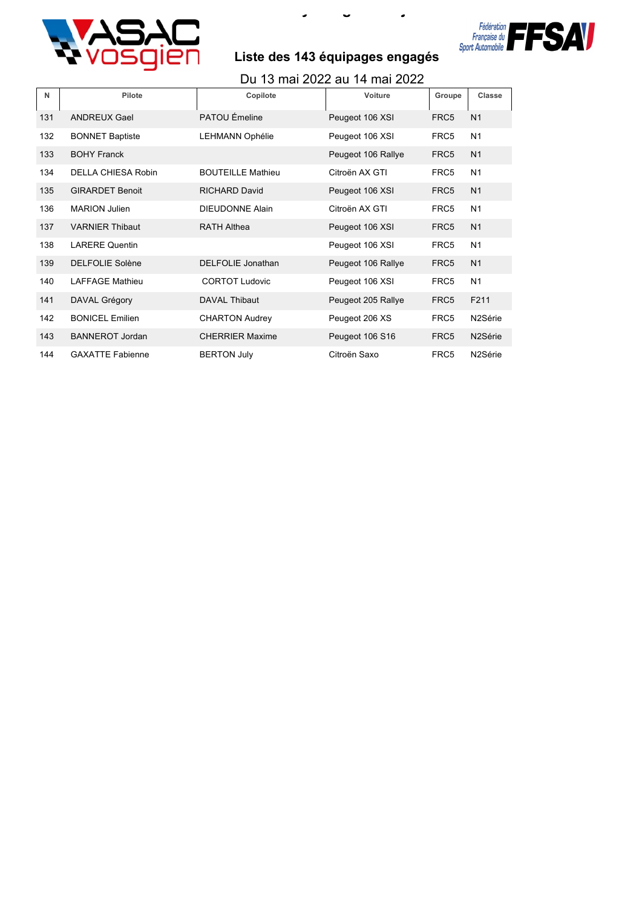## Liste des 143 équipages engagés

Du 13 mai 2022 au 14 mai 2022

| N | Pilote | Copilote | Voiture | Groupe | Classe |
|---|---|---|---|---|---|
| 131 | ANDREUX Gael | PATOU Émeline | Peugeot 106 XSI | FRC5 | N1 |
| 132 | BONNET Baptiste | LEHMANN Ophélie | Peugeot 106 XSI | FRC5 | N1 |
| 133 | BOHY Franck | | Peugeot 106 Rallye | FRC5 | N1 |
| 134 | DELLA CHIESA Robin | BOUTEILLE Mathieu | Citroën AX GTI | FRC5 | N1 |
| 135 | GIRARDET Benoit | RICHARD David | Peugeot 106 XSI | FRC5 | N1 |
| 136 | MARION Julien | DIEUDONNE Alain | Citroën AX GTI | FRC5 | N1 |
| 137 | VARNIER Thibaut | RATH Althea | Peugeot 106 XSI | FRC5 | N1 |
| 138 | LARERE Quentin | | Peugeot 106 XSI | FRC5 | N1 |
| 139 | DELFOLIE Solène | DELFOLIE Jonathan | Peugeot 106 Rallye | FRC5 | N1 |
| 140 | LAFFAGE Mathieu | CORTOT Ludovic | Peugeot 106 XSI | FRC5 | N1 |
| 141 | DAVAL Grégory | DAVAL Thibaut | Peugeot 205 Rallye | FRC5 | F211 |
| 142 | BONICEL Emilien | CHARTON Audrey | Peugeot 206 XS | FRC5 | N2Série |
| 143 | BANNEROT Jordan | CHERRIER Maxime | Peugeot 106 S16 | FRC5 | N2Série |
| 144 | GAXATTE Fabienne | BERTON July | Citroën Saxo | FRC5 | N2Série |